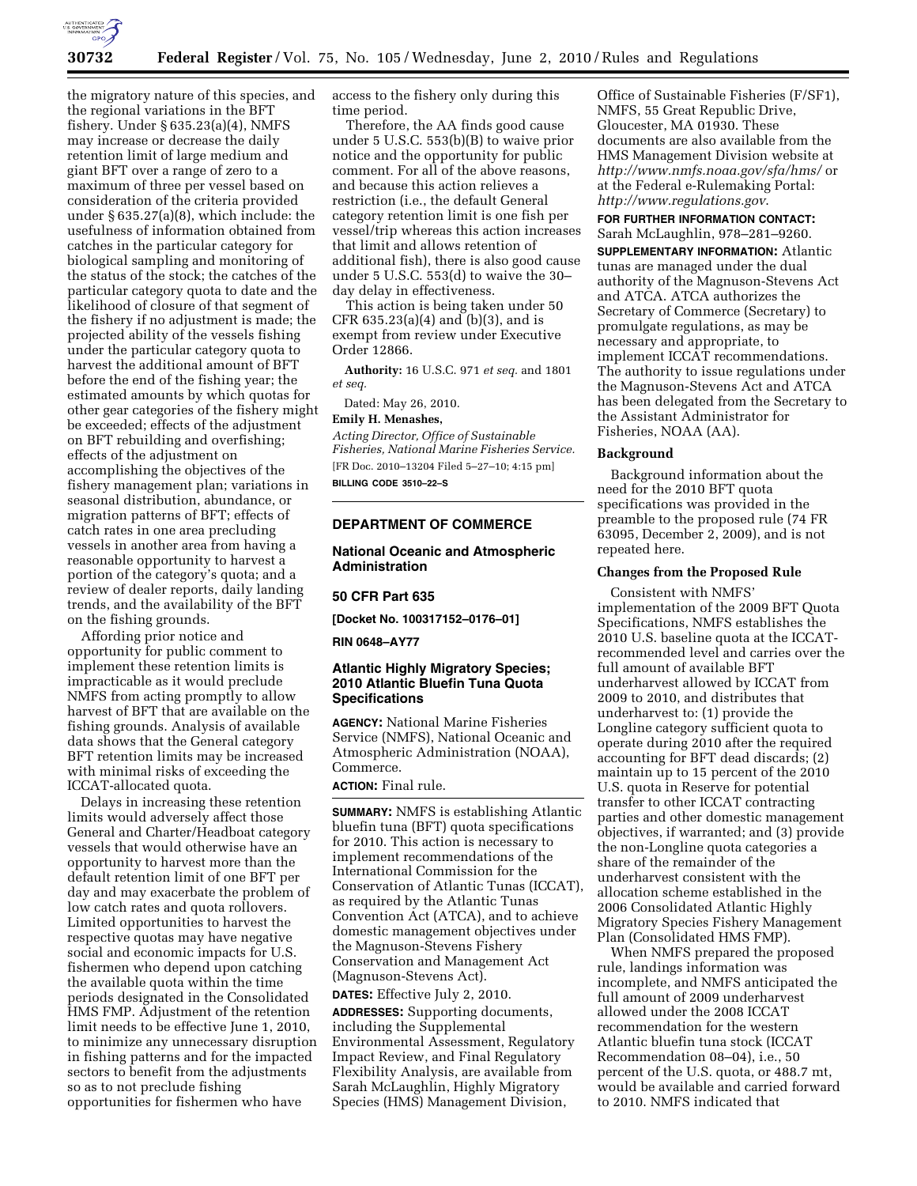the migratory nature of this species, and the regional variations in the BFT fishery. Under § 635.23(a)(4), NMFS may increase or decrease the daily retention limit of large medium and giant BFT over a range of zero to a maximum of three per vessel based on consideration of the criteria provided under § 635.27(a)(8), which include: the usefulness of information obtained from catches in the particular category for biological sampling and monitoring of the status of the stock; the catches of the particular category quota to date and the likelihood of closure of that segment of the fishery if no adjustment is made; the projected ability of the vessels fishing under the particular category quota to harvest the additional amount of BFT before the end of the fishing year; the estimated amounts by which quotas for other gear categories of the fishery might be exceeded; effects of the adjustment on BFT rebuilding and overfishing; effects of the adjustment on accomplishing the objectives of the fishery management plan; variations in seasonal distribution, abundance, or migration patterns of BFT; effects of catch rates in one area precluding vessels in another area from having a reasonable opportunity to harvest a portion of the category's quota; and a review of dealer reports, daily landing trends, and the availability of the BFT on the fishing grounds.

Affording prior notice and opportunity for public comment to implement these retention limits is impracticable as it would preclude NMFS from acting promptly to allow harvest of BFT that are available on the fishing grounds. Analysis of available data shows that the General category BFT retention limits may be increased with minimal risks of exceeding the ICCAT-allocated quota.

Delays in increasing these retention limits would adversely affect those General and Charter/Headboat category vessels that would otherwise have an opportunity to harvest more than the default retention limit of one BFT per day and may exacerbate the problem of low catch rates and quota rollovers. Limited opportunities to harvest the respective quotas may have negative social and economic impacts for U.S. fishermen who depend upon catching the available quota within the time periods designated in the Consolidated HMS FMP. Adjustment of the retention limit needs to be effective June 1, 2010, to minimize any unnecessary disruption in fishing patterns and for the impacted sectors to benefit from the adjustments so as to not preclude fishing opportunities for fishermen who have access to the fishery only during this time period.

Therefore, the AA finds good cause under 5 U.S.C. 553(b)(B) to waive prior notice and the opportunity for public comment. For all of the above reasons, and because this action relieves a restriction (i.e., the default General category retention limit is one fish per vessel/trip whereas this action increases that limit and allows retention of additional fish), there is also good cause under 5 U.S.C. 553(d) to waive the 30–day delay in effectiveness.

This action is being taken under 50 CFR 635.23(a)(4) and (b)(3), and is exempt from review under Executive Order 12866.

**Authority:** 16 U.S.C. 971 *et seq.* and 1801 *et seq.*

Dated: May 26, 2010.

**Emily H. Menashes,**

*Acting Director, Office of Sustainable Fisheries, National Marine Fisheries Service.*

[FR Doc. 2010–13204 Filed 5–27–10; 4:15 pm]

**BILLING CODE 3510–22–S**

---

**DEPARTMENT OF COMMERCE**

**National Oceanic and Atmospheric Administration**

**50 CFR Part 635**

**[Docket No. 100317152–0176–01]**

**RIN 0648–AY77**

## Atlantic Highly Migratory Species; 2010 Atlantic Bluefin Tuna Quota Specifications

**AGENCY:** National Marine Fisheries Service (NMFS), National Oceanic and Atmospheric Administration (NOAA), Commerce.

**ACTION:** Final rule.

**SUMMARY:** NMFS is establishing Atlantic bluefin tuna (BFT) quota specifications for 2010. This action is necessary to implement recommendations of the International Commission for the Conservation of Atlantic Tunas (ICCAT), as required by the Atlantic Tunas Convention Act (ATCA), and to achieve domestic management objectives under the Magnuson-Stevens Fishery Conservation and Management Act (Magnuson-Stevens Act).

**DATES:** Effective July 2, 2010.

**ADDRESSES:** Supporting documents, including the Supplemental Environmental Assessment, Regulatory Impact Review, and Final Regulatory Flexibility Analysis, are available from Sarah McLaughlin, Highly Migratory Species (HMS) Management Division, Office of Sustainable Fisheries (F/SF1), NMFS, 55 Great Republic Drive, Gloucester, MA 01930. These documents are also available from the HMS Management Division website at *http://www.nmfs.noaa.gov/sfa/hms/* or at the Federal e-Rulemaking Portal: *http://www.regulations.gov*.

**FOR FURTHER INFORMATION CONTACT:** Sarah McLaughlin, 978–281–9260.

**SUPPLEMENTARY INFORMATION:** Atlantic tunas are managed under the dual authority of the Magnuson-Stevens Act and ATCA. ATCA authorizes the Secretary of Commerce (Secretary) to promulgate regulations, as may be necessary and appropriate, to implement ICCAT recommendations. The authority to issue regulations under the Magnuson-Stevens Act and ATCA has been delegated from the Secretary to the Assistant Administrator for Fisheries, NOAA (AA).

### Background

Background information about the need for the 2010 BFT quota specifications was provided in the preamble to the proposed rule (74 FR 63095, December 2, 2009), and is not repeated here.

### Changes from the Proposed Rule

Consistent with NMFS' implementation of the 2009 BFT Quota Specifications, NMFS establishes the 2010 U.S. baseline quota at the ICCAT-recommended level and carries over the full amount of available BFT underharvest allowed by ICCAT from 2009 to 2010, and distributes that underharvest to: (1) provide the Longline category sufficient quota to operate during 2010 after the required accounting for BFT dead discards; (2) maintain up to 15 percent of the 2010 U.S. quota in Reserve for potential transfer to other ICCAT contracting parties and other domestic management objectives, if warranted; and (3) provide the non-Longline quota categories a share of the remainder of the underharvest consistent with the allocation scheme established in the 2006 Consolidated Atlantic Highly Migratory Species Fishery Management Plan (Consolidated HMS FMP).

When NMFS prepared the proposed rule, landings information was incomplete, and NMFS anticipated the full amount of 2009 underharvest allowed under the 2008 ICCAT recommendation for the western Atlantic bluefin tuna stock (ICCAT Recommendation 08–04), i.e., 50 percent of the U.S. quota, or 488.7 mt, would be available and carried forward to 2010. NMFS indicated that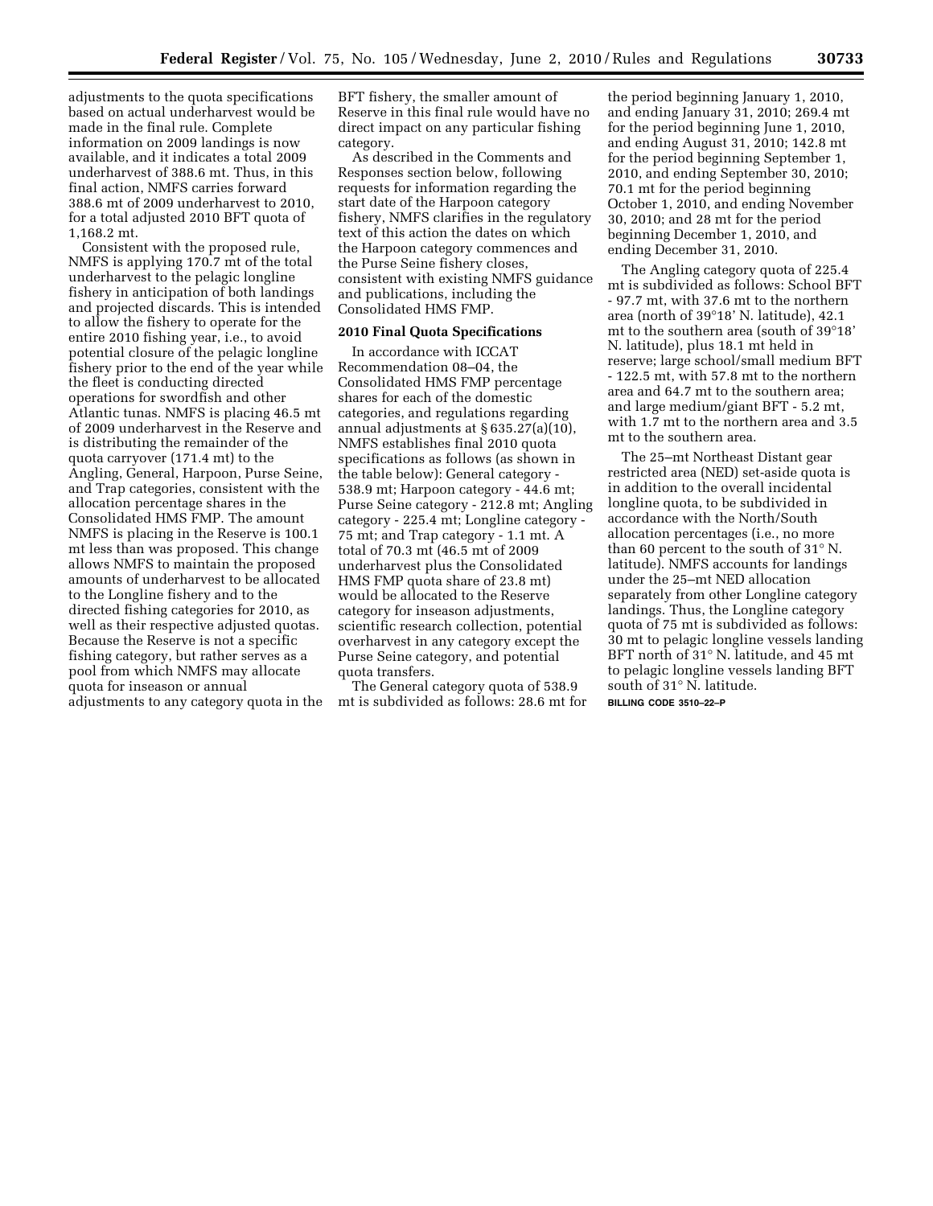adjustments to the quota specifications based on actual underharvest would be made in the final rule. Complete information on 2009 landings is now available, and it indicates a total 2009 underharvest of 388.6 mt. Thus, in this final action, NMFS carries forward 388.6 mt of 2009 underharvest to 2010, for a total adjusted 2010 BFT quota of 1,168.2 mt.

Consistent with the proposed rule, NMFS is applying 170.7 mt of the total underharvest to the pelagic longline fishery in anticipation of both landings and projected discards. This is intended to allow the fishery to operate for the entire 2010 fishing year, i.e., to avoid potential closure of the pelagic longline fishery prior to the end of the year while the fleet is conducting directed operations for swordfish and other Atlantic tunas. NMFS is placing 46.5 mt of 2009 underharvest in the Reserve and is distributing the remainder of the quota carryover (171.4 mt) to the Angling, General, Harpoon, Purse Seine, and Trap categories, consistent with the allocation percentage shares in the Consolidated HMS FMP. The amount NMFS is placing in the Reserve is 100.1 mt less than was proposed. This change allows NMFS to maintain the proposed amounts of underharvest to be allocated to the Longline fishery and to the directed fishing categories for 2010, as well as their respective adjusted quotas. Because the Reserve is not a specific fishing category, but rather serves as a pool from which NMFS may allocate quota for inseason or annual adjustments to any category quota in the BFT fishery, the smaller amount of Reserve in this final rule would have no direct impact on any particular fishing category.

As described in the Comments and Responses section below, following requests for information regarding the start date of the Harpoon category fishery, NMFS clarifies in the regulatory text of this action the dates on which the Harpoon category commences and the Purse Seine fishery closes, consistent with existing NMFS guidance and publications, including the Consolidated HMS FMP.

**2010 Final Quota Specifications**

In accordance with ICCAT Recommendation 08–04, the Consolidated HMS FMP percentage shares for each of the domestic categories, and regulations regarding annual adjustments at § 635.27(a)(10), NMFS establishes final 2010 quota specifications as follows (as shown in the table below): General category - 538.9 mt; Harpoon category - 44.6 mt; Purse Seine category - 212.8 mt; Angling category - 225.4 mt; Longline category - 75 mt; and Trap category - 1.1 mt. A total of 70.3 mt (46.5 mt of 2009 underharvest plus the Consolidated HMS FMP quota share of 23.8 mt) would be allocated to the Reserve category for inseason adjustments, scientific research collection, potential overharvest in any category except the Purse Seine category, and potential quota transfers.

The General category quota of 538.9 mt is subdivided as follows: 28.6 mt for the period beginning January 1, 2010, and ending January 31, 2010; 269.4 mt for the period beginning June 1, 2010, and ending August 31, 2010; 142.8 mt for the period beginning September 1, 2010, and ending September 30, 2010; 70.1 mt for the period beginning October 1, 2010, and ending November 30, 2010; and 28 mt for the period beginning December 1, 2010, and ending December 31, 2010.

The Angling category quota of 225.4 mt is subdivided as follows: School BFT - 97.7 mt, with 37.6 mt to the northern area (north of 39°18' N. latitude), 42.1 mt to the southern area (south of 39°18' N. latitude), plus 18.1 mt held in reserve; large school/small medium BFT - 122.5 mt, with 57.8 mt to the northern area and 64.7 mt to the southern area; and large medium/giant BFT - 5.2 mt, with 1.7 mt to the northern area and 3.5 mt to the southern area.

The 25–mt Northeast Distant gear restricted area (NED) set-aside quota is in addition to the overall incidental longline quota, to be subdivided in accordance with the North/South allocation percentages (i.e., no more than 60 percent to the south of 31° N. latitude). NMFS accounts for landings under the 25–mt NED allocation separately from other Longline category landings. Thus, the Longline category quota of 75 mt is subdivided as follows: 30 mt to pelagic longline vessels landing BFT north of 31° N. latitude, and 45 mt to pelagic longline vessels landing BFT south of 31° N. latitude.

BILLING CODE 3510–22–P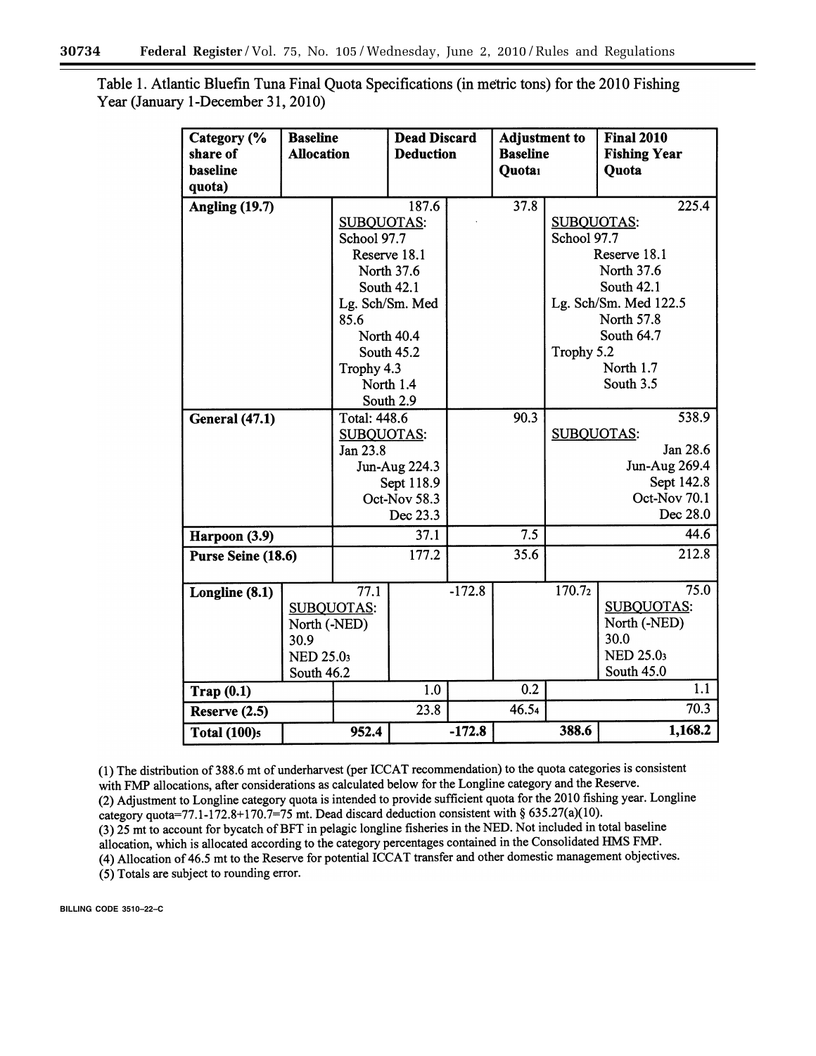Table 1. Atlantic Bluefin Tuna Final Quota Specifications (in metric tons) for the 2010 Fishing Year (January 1-December 31, 2010)

| Category (% share of baseline quota) | Baseline Allocation | Dead Discard Deduction | Adjustment to Baseline Quota[1] | Final 2010 Fishing Year Quota |
|---|---|---|---|---|
| Angling (19.7) | 187.6<br>SUBQUOTAS:<br>School 97.7<br>Reserve 18.1<br>North 37.6<br>South 42.1<br>Lg. Sch/Sm. Med 85.6<br>North 40.4<br>South 45.2<br>Trophy 4.3<br>North 1.4<br>South 2.9 | | 37.8 | 225.4<br>SUBQUOTAS:<br>School 97.7<br>Reserve 18.1<br>North 37.6<br>South 42.1<br>Lg. Sch/Sm. Med 122.5<br>North 57.8<br>South 64.7<br>Trophy 5.2<br>North 1.7<br>South 3.5 |
| General (47.1) | Total: 448.6<br>SUBQUOTAS:<br>Jan 23.8<br>Jun-Aug 224.3<br>Sept 118.9<br>Oct-Nov 58.3<br>Dec 23.3 | | 90.3 | 538.9<br>SUBQUOTAS:<br>Jan 28.6<br>Jun-Aug 269.4<br>Sept 142.8<br>Oct-Nov 70.1<br>Dec 28.0 |
| Harpoon (3.9) | 37.1 | | 7.5 | 44.6 |
| Purse Seine (18.6) | 177.2 | | 35.6 | 212.8 |
| Longline (8.1) | 77.1<br>SUBQUOTAS:<br>North (-NED) 30.9<br>NED 25.0[3]<br>South 46.2 | -172.8 | 170.7[2] | 75.0<br>SUBQUOTAS:<br>North (-NED) 30.0<br>NED 25.0[3]<br>South 45.0 |
| Trap (0.1) | 1.0 | | 0.2 | 1.1 |
| Reserve (2.5) | 23.8 | | 46.5[4] | 70.3 |
| **Total (100)[5]** | **952.4** | **-172.8** | **388.6** | **1,168.2** |

(1) The distribution of 388.6 mt of underharvest (per ICCAT recommendation) to the quota categories is consistent with FMP allocations, after considerations as calculated below for the Longline category and the Reserve.
(2) Adjustment to Longline category quota is intended to provide sufficient quota for the 2010 fishing year. Longline category quota=77.1-172.8+170.7=75 mt. Dead discard deduction consistent with § 635.27(a)(10).
(3) 25 mt to account for bycatch of BFT in pelagic longline fisheries in the NED. Not included in total baseline allocation, which is allocated according to the category percentages contained in the Consolidated HMS FMP.
(4) Allocation of 46.5 mt to the Reserve for potential ICCAT transfer and other domestic management objectives.
(5) Totals are subject to rounding error.

BILLING CODE 3510–22–C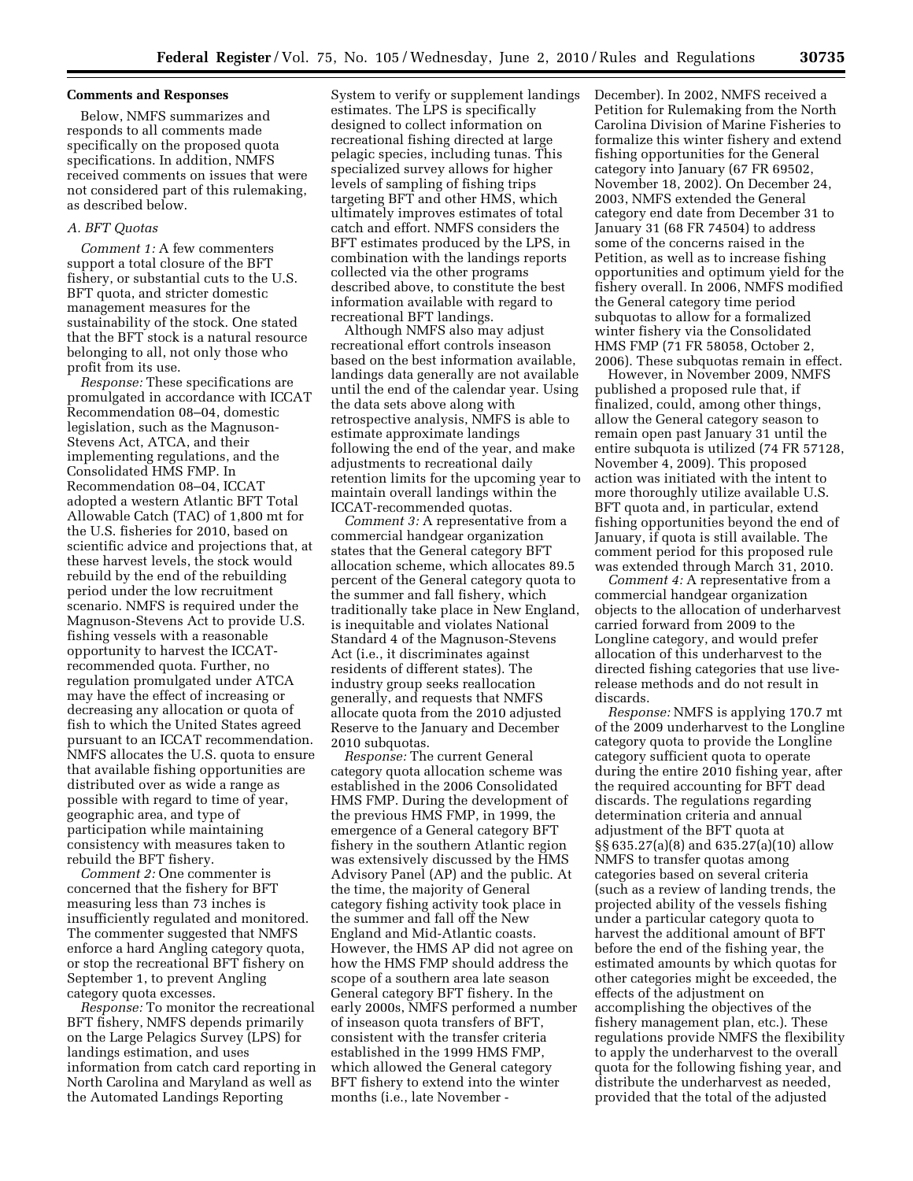## Comments and Responses

Below, NMFS summarizes and responds to all comments made specifically on the proposed quota specifications. In addition, NMFS received comments on issues that were not considered part of this rulemaking, as described below.

### *A. BFT Quotas*

*Comment 1:* A few commenters support a total closure of the BFT fishery, or substantial cuts to the U.S. BFT quota, and stricter domestic management measures for the sustainability of the stock. One stated that the BFT stock is a natural resource belonging to all, not only those who profit from its use.

*Response:* These specifications are promulgated in accordance with ICCAT Recommendation 08–04, domestic legislation, such as the Magnuson-Stevens Act, ATCA, and their implementing regulations, and the Consolidated HMS FMP. In Recommendation 08–04, ICCAT adopted a western Atlantic BFT Total Allowable Catch (TAC) of 1,800 mt for the U.S. fisheries for 2010, based on scientific advice and projections that, at these harvest levels, the stock would rebuild by the end of the rebuilding period under the low recruitment scenario. NMFS is required under the Magnuson-Stevens Act to provide U.S. fishing vessels with a reasonable opportunity to harvest the ICCAT-recommended quota. Further, no regulation promulgated under ATCA may have the effect of increasing or decreasing any allocation or quota of fish to which the United States agreed pursuant to an ICCAT recommendation. NMFS allocates the U.S. quota to ensure that available fishing opportunities are distributed over as wide a range as possible with regard to time of year, geographic area, and type of participation while maintaining consistency with measures taken to rebuild the BFT fishery.

*Comment 2:* One commenter is concerned that the fishery for BFT measuring less than 73 inches is insufficiently regulated and monitored. The commenter suggested that NMFS enforce a hard Angling category quota, or stop the recreational BFT fishery on September 1, to prevent Angling category quota excesses.

*Response:* To monitor the recreational BFT fishery, NMFS depends primarily on the Large Pelagics Survey (LPS) for landings estimation, and uses information from catch card reporting in North Carolina and Maryland as well as the Automated Landings Reporting System to verify or supplement landings estimates. The LPS is specifically designed to collect information on recreational fishing directed at large pelagic species, including tunas. This specialized survey allows for higher levels of sampling of fishing trips targeting BFT and other HMS, which ultimately improves estimates of total catch and effort. NMFS considers the BFT estimates produced by the LPS, in combination with the landings reports collected via the other programs described above, to constitute the best information available with regard to recreational BFT landings.

Although NMFS also may adjust recreational effort controls inseason based on the best information available, landings data generally are not available until the end of the calendar year. Using the data sets above along with retrospective analysis, NMFS is able to estimate approximate landings following the end of the year, and make adjustments to recreational daily retention limits for the upcoming year to maintain overall landings within the ICCAT-recommended quotas.

*Comment 3:* A representative from a commercial handgear organization states that the General category BFT allocation scheme, which allocates 89.5 percent of the General category quota to the summer and fall fishery, which traditionally take place in New England, is inequitable and violates National Standard 4 of the Magnuson-Stevens Act (i.e., it discriminates against residents of different states). The industry group seeks reallocation generally, and requests that NMFS allocate quota from the 2010 adjusted Reserve to the January and December 2010 subquotas.

*Response:* The current General category quota allocation scheme was established in the 2006 Consolidated HMS FMP. During the development of the previous HMS FMP, in 1999, the emergence of a General category BFT fishery in the southern Atlantic region was extensively discussed by the HMS Advisory Panel (AP) and the public. At the time, the majority of General category fishing activity took place in the summer and fall off the New England and Mid-Atlantic coasts. However, the HMS AP did not agree on how the HMS FMP should address the scope of a southern area late season General category BFT fishery. In the early 2000s, NMFS performed a number of inseason quota transfers of BFT, consistent with the transfer criteria established in the 1999 HMS FMP, which allowed the General category BFT fishery to extend into the winter months (i.e., late November - December). In 2002, NMFS received a Petition for Rulemaking from the North Carolina Division of Marine Fisheries to formalize this winter fishery and extend fishing opportunities for the General category into January (67 FR 69502, November 18, 2002). On December 24, 2003, NMFS extended the General category end date from December 31 to January 31 (68 FR 74504) to address some of the concerns raised in the Petition, as well as to increase fishing opportunities and optimum yield for the fishery overall. In 2006, NMFS modified the General category time period subquotas to allow for a formalized winter fishery via the Consolidated HMS FMP (71 FR 58058, October 2, 2006). These subquotas remain in effect.

However, in November 2009, NMFS published a proposed rule that, if finalized, could, among other things, allow the General category season to remain open past January 31 until the entire subquota is utilized (74 FR 57128, November 4, 2009). This proposed action was initiated with the intent to more thoroughly utilize available U.S. BFT quota and, in particular, extend fishing opportunities beyond the end of January, if quota is still available. The comment period for this proposed rule was extended through March 31, 2010.

*Comment 4:* A representative from a commercial handgear organization objects to the allocation of underharvest carried forward from 2009 to the Longline category, and would prefer allocation of this underharvest to the directed fishing categories that use live-release methods and do not result in discards.

*Response:* NMFS is applying 170.7 mt of the 2009 underharvest to the Longline category quota to provide the Longline category sufficient quota to operate during the entire 2010 fishing year, after the required accounting for BFT dead discards. The regulations regarding determination criteria and annual adjustment of the BFT quota at §§ 635.27(a)(8) and 635.27(a)(10) allow NMFS to transfer quotas among categories based on several criteria (such as a review of landing trends, the projected ability of the vessels fishing under a particular category quota to harvest the additional amount of BFT before the end of the fishing year, the estimated amounts by which quotas for other categories might be exceeded, the effects of the adjustment on accomplishing the objectives of the fishery management plan, etc.). These regulations provide NMFS the flexibility to apply the underharvest to the overall quota for the following fishing year, and distribute the underharvest as needed, provided that the total of the adjusted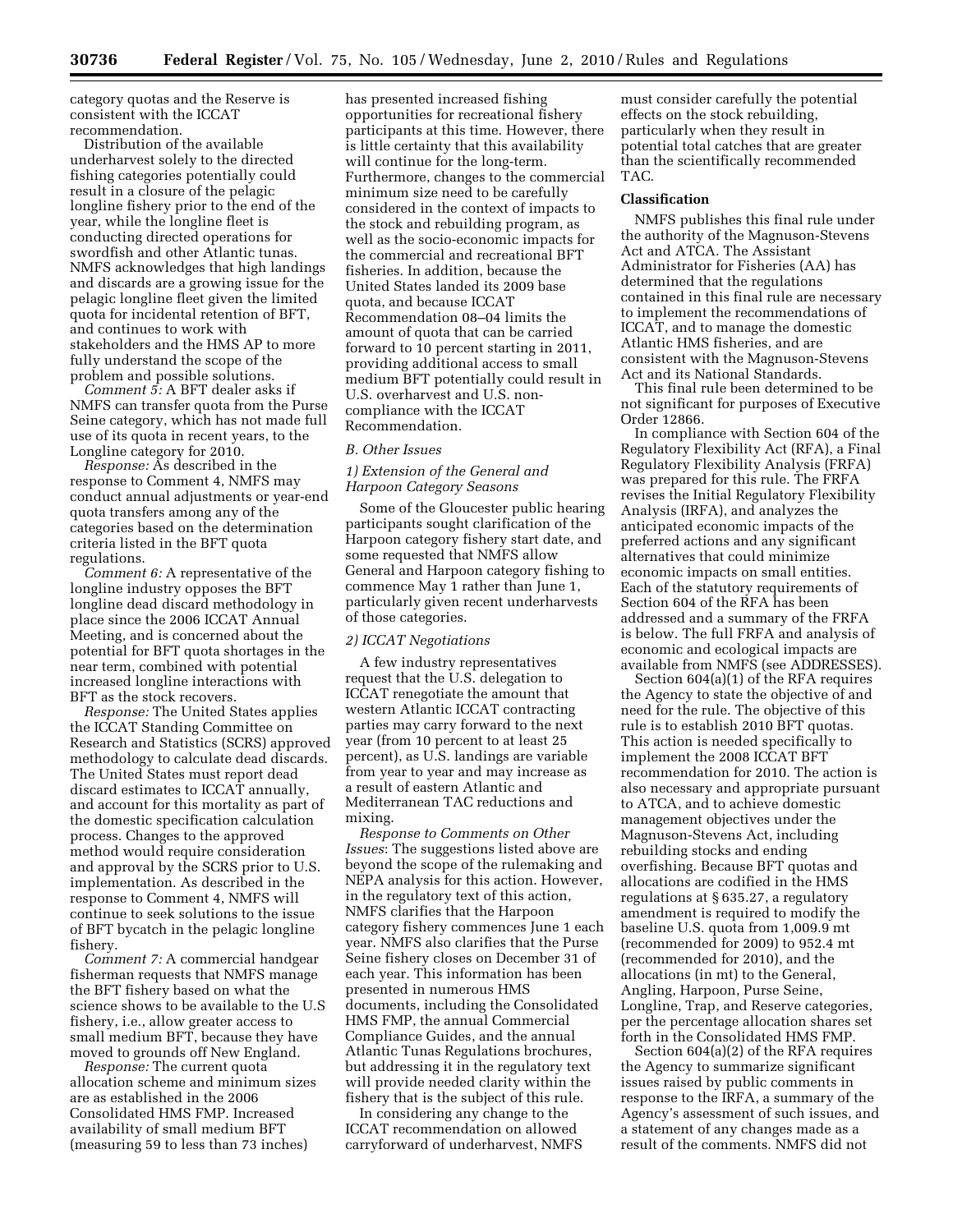category quotas and the Reserve is consistent with the ICCAT recommendation.

Distribution of the available underharvest solely to the directed fishing categories potentially could result in a closure of the pelagic longline fishery prior to the end of the year, while the longline fleet is conducting directed operations for swordfish and other Atlantic tunas. NMFS acknowledges that high landings and discards are a growing issue for the pelagic longline fleet given the limited quota for incidental retention of BFT, and continues to work with stakeholders and the HMS AP to more fully understand the scope of the problem and possible solutions.

*Comment 5:* A BFT dealer asks if NMFS can transfer quota from the Purse Seine category, which has not made full use of its quota in recent years, to the Longline category for 2010.

*Response:* As described in the response to Comment 4, NMFS may conduct annual adjustments or year-end quota transfers among any of the categories based on the determination criteria listed in the BFT quota regulations.

*Comment 6:* A representative of the longline industry opposes the BFT longline dead discard methodology in place since the 2006 ICCAT Annual Meeting, and is concerned about the potential for BFT quota shortages in the near term, combined with potential increased longline interactions with BFT as the stock recovers.

*Response:* The United States applies the ICCAT Standing Committee on Research and Statistics (SCRS) approved methodology to calculate dead discards. The United States must report dead discard estimates to ICCAT annually, and account for this mortality as part of the domestic specification calculation process. Changes to the approved method would require consideration and approval by the SCRS prior to U.S. implementation. As described in the response to Comment 4, NMFS will continue to seek solutions to the issue of BFT bycatch in the pelagic longline fishery.

*Comment 7:* A commercial handgear fisherman requests that NMFS manage the BFT fishery based on what the science shows to be available to the U.S fishery, i.e., allow greater access to small medium BFT, because they have moved to grounds off New England.

*Response:* The current quota allocation scheme and minimum sizes are as established in the 2006 Consolidated HMS FMP. Increased availability of small medium BFT (measuring 59 to less than 73 inches) has presented increased fishing opportunities for recreational fishery participants at this time. However, there is little certainty that this availability will continue for the long-term. Furthermore, changes to the commercial minimum size need to be carefully considered in the context of impacts to the stock and rebuilding program, as well as the socio-economic impacts for the commercial and recreational BFT fisheries. In addition, because the United States landed its 2009 base quota, and because ICCAT Recommendation 08–04 limits the amount of quota that can be carried forward to 10 percent starting in 2011, providing additional access to small medium BFT potentially could result in U.S. overharvest and U.S. non-compliance with the ICCAT Recommendation.

*B. Other Issues*

*1) Extension of the General and Harpoon Category Seasons*

Some of the Gloucester public hearing participants sought clarification of the Harpoon category fishery start date, and some requested that NMFS allow General and Harpoon category fishing to commence May 1 rather than June 1, particularly given recent underharvests of those categories.

*2) ICCAT Negotiations*

A few industry representatives request that the U.S. delegation to ICCAT renegotiate the amount that western Atlantic ICCAT contracting parties may carry forward to the next year (from 10 percent to at least 25 percent), as U.S. landings are variable from year to year and may increase as a result of eastern Atlantic and Mediterranean TAC reductions and mixing.

*Response to Comments on Other Issues*: The suggestions listed above are beyond the scope of the rulemaking and NEPA analysis for this action. However, in the regulatory text of this action, NMFS clarifies that the Harpoon category fishery commences June 1 each year. NMFS also clarifies that the Purse Seine fishery closes on December 31 of each year. This information has been presented in numerous HMS documents, including the Consolidated HMS FMP, the annual Commercial Compliance Guides, and the annual Atlantic Tunas Regulations brochures, but addressing it in the regulatory text will provide needed clarity within the fishery that is the subject of this rule.

In considering any change to the ICCAT recommendation on allowed carryforward of underharvest, NMFS must consider carefully the potential effects on the stock rebuilding, particularly when they result in potential total catches that are greater than the scientifically recommended TAC.

**Classification**

NMFS publishes this final rule under the authority of the Magnuson-Stevens Act and ATCA. The Assistant Administrator for Fisheries (AA) has determined that the regulations contained in this final rule are necessary to implement the recommendations of ICCAT, and to manage the domestic Atlantic HMS fisheries, and are consistent with the Magnuson-Stevens Act and its National Standards.

This final rule been determined to be not significant for purposes of Executive Order 12866.

In compliance with Section 604 of the Regulatory Flexibility Act (RFA), a Final Regulatory Flexibility Analysis (FRFA) was prepared for this rule. The FRFA revises the Initial Regulatory Flexibility Analysis (IRFA), and analyzes the anticipated economic impacts of the preferred actions and any significant alternatives that could minimize economic impacts on small entities. Each of the statutory requirements of Section 604 of the RFA has been addressed and a summary of the FRFA is below. The full FRFA and analysis of economic and ecological impacts are available from NMFS (see ADDRESSES).

Section 604(a)(1) of the RFA requires the Agency to state the objective of and need for the rule. The objective of this rule is to establish 2010 BFT quotas. This action is needed specifically to implement the 2008 ICCAT BFT recommendation for 2010. The action is also necessary and appropriate pursuant to ATCA, and to achieve domestic management objectives under the Magnuson-Stevens Act, including rebuilding stocks and ending overfishing. Because BFT quotas and allocations are codified in the HMS regulations at § 635.27, a regulatory amendment is required to modify the baseline U.S. quota from 1,009.9 mt (recommended for 2009) to 952.4 mt (recommended for 2010), and the allocations (in mt) to the General, Angling, Harpoon, Purse Seine, Longline, Trap, and Reserve categories, per the percentage allocation shares set forth in the Consolidated HMS FMP.

Section 604(a)(2) of the RFA requires the Agency to summarize significant issues raised by public comments in response to the IRFA, a summary of the Agency's assessment of such issues, and a statement of any changes made as a result of the comments. NMFS did not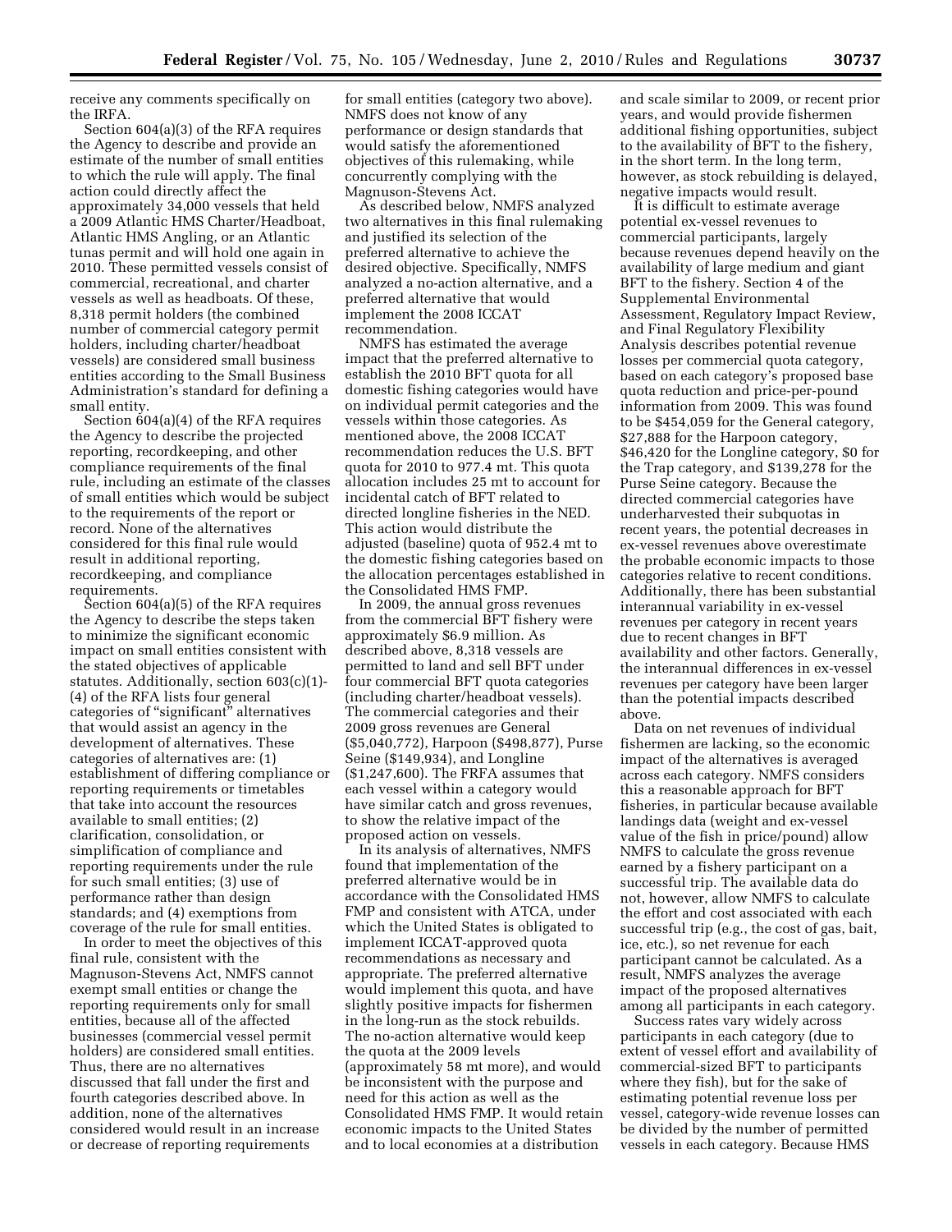receive any comments specifically on the IRFA.

Section 604(a)(3) of the RFA requires the Agency to describe and provide an estimate of the number of small entities to which the rule will apply. The final action could directly affect the approximately 34,000 vessels that held a 2009 Atlantic HMS Charter/Headboat, Atlantic HMS Angling, or an Atlantic tunas permit and will hold one again in 2010. These permitted vessels consist of commercial, recreational, and charter vessels as well as headboats. Of these, 8,318 permit holders (the combined number of commercial category permit holders, including charter/headboat vessels) are considered small business entities according to the Small Business Administration's standard for defining a small entity.

Section 604(a)(4) of the RFA requires the Agency to describe the projected reporting, recordkeeping, and other compliance requirements of the final rule, including an estimate of the classes of small entities which would be subject to the requirements of the report or record. None of the alternatives considered for this final rule would result in additional reporting, recordkeeping, and compliance requirements.

Section 604(a)(5) of the RFA requires the Agency to describe the steps taken to minimize the significant economic impact on small entities consistent with the stated objectives of applicable statutes. Additionally, section 603(c)(1)-(4) of the RFA lists four general categories of "significant" alternatives that would assist an agency in the development of alternatives. These categories of alternatives are: (1) establishment of differing compliance or reporting requirements or timetables that take into account the resources available to small entities; (2) clarification, consolidation, or simplification of compliance and reporting requirements under the rule for such small entities; (3) use of performance rather than design standards; and (4) exemptions from coverage of the rule for small entities.

In order to meet the objectives of this final rule, consistent with the Magnuson-Stevens Act, NMFS cannot exempt small entities or change the reporting requirements only for small entities, because all of the affected businesses (commercial vessel permit holders) are considered small entities. Thus, there are no alternatives discussed that fall under the first and fourth categories described above. In addition, none of the alternatives considered would result in an increase or decrease of reporting requirements for small entities (category two above). NMFS does not know of any performance or design standards that would satisfy the aforementioned objectives of this rulemaking, while concurrently complying with the Magnuson-Stevens Act.

As described below, NMFS analyzed two alternatives in this final rulemaking and justified its selection of the preferred alternative to achieve the desired objective. Specifically, NMFS analyzed a no-action alternative, and a preferred alternative that would implement the 2008 ICCAT recommendation.

NMFS has estimated the average impact that the preferred alternative to establish the 2010 BFT quota for all domestic fishing categories would have on individual permit categories and the vessels within those categories. As mentioned above, the 2008 ICCAT recommendation reduces the U.S. BFT quota for 2010 to 977.4 mt. This quota allocation includes 25 mt to account for incidental catch of BFT related to directed longline fisheries in the NED. This action would distribute the adjusted (baseline) quota of 952.4 mt to the domestic fishing categories based on the allocation percentages established in the Consolidated HMS FMP.

In 2009, the annual gross revenues from the commercial BFT fishery were approximately $6.9 million. As described above, 8,318 vessels are permitted to land and sell BFT under four commercial BFT quota categories (including charter/headboat vessels). The commercial categories and their 2009 gross revenues are General ($5,040,772), Harpoon ($498,877), Purse Seine ($149,934), and Longline ($1,247,600). The FRFA assumes that each vessel within a category would have similar catch and gross revenues, to show the relative impact of the proposed action on vessels.

In its analysis of alternatives, NMFS found that implementation of the preferred alternative would be in accordance with the Consolidated HMS FMP and consistent with ATCA, under which the United States is obligated to implement ICCAT-approved quota recommendations as necessary and appropriate. The preferred alternative would implement this quota, and have slightly positive impacts for fishermen in the long-run as the stock rebuilds. The no-action alternative would keep the quota at the 2009 levels (approximately 58 mt more), and would be inconsistent with the purpose and need for this action as well as the Consolidated HMS FMP. It would retain economic impacts to the United States and to local economies at a distribution and scale similar to 2009, or recent prior years, and would provide fishermen additional fishing opportunities, subject to the availability of BFT to the fishery, in the short term. In the long term, however, as stock rebuilding is delayed, negative impacts would result.

It is difficult to estimate average potential ex-vessel revenues to commercial participants, largely because revenues depend heavily on the availability of large medium and giant BFT to the fishery. Section 4 of the Supplemental Environmental Assessment, Regulatory Impact Review, and Final Regulatory Flexibility Analysis describes potential revenue losses per commercial quota category, based on each category's proposed base quota reduction and price-per-pound information from 2009. This was found to be $454,059 for the General category, $27,888 for the Harpoon category, $46,420 for the Longline category, $0 for the Trap category, and $139,278 for the Purse Seine category. Because the directed commercial categories have underharvested their subquotas in recent years, the potential decreases in ex-vessel revenues above overestimate the probable economic impacts to those categories relative to recent conditions. Additionally, there has been substantial interannual variability in ex-vessel revenues per category in recent years due to recent changes in BFT availability and other factors. Generally, the interannual differences in ex-vessel revenues per category have been larger than the potential impacts described above.

Data on net revenues of individual fishermen are lacking, so the economic impact of the alternatives is averaged across each category. NMFS considers this a reasonable approach for BFT fisheries, in particular because available landings data (weight and ex-vessel value of the fish in price/pound) allow NMFS to calculate the gross revenue earned by a fishery participant on a successful trip. The available data do not, however, allow NMFS to calculate the effort and cost associated with each successful trip (e.g., the cost of gas, bait, ice, etc.), so net revenue for each participant cannot be calculated. As a result, NMFS analyzes the average impact of the proposed alternatives among all participants in each category.

Success rates vary widely across participants in each category (due to extent of vessel effort and availability of commercial-sized BFT to participants where they fish), but for the sake of estimating potential revenue loss per vessel, category-wide revenue losses can be divided by the number of permitted vessels in each category. Because HMS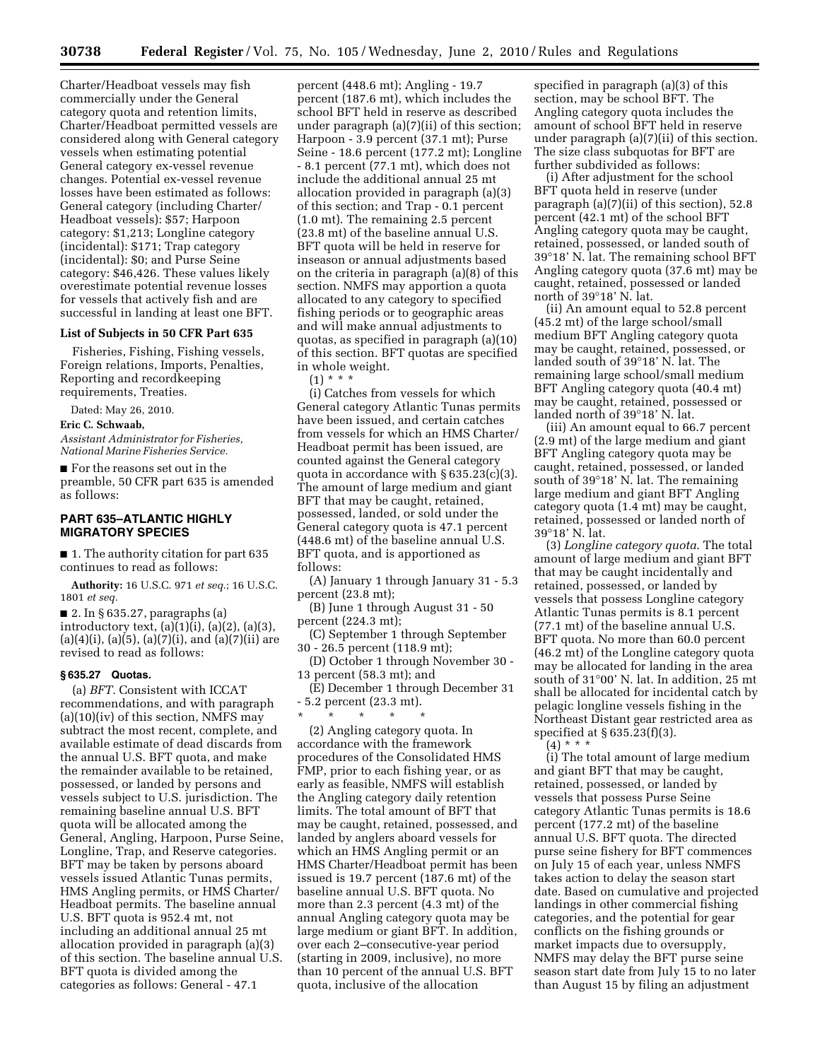Charter/Headboat vessels may fish commercially under the General category quota and retention limits, Charter/Headboat permitted vessels are considered along with General category vessels when estimating potential General category ex-vessel revenue changes. Potential ex-vessel revenue losses have been estimated as follows: General category (including Charter/Headboat vessels): $57; Harpoon category: $1,213; Longline category (incidental): $171; Trap category (incidental): $0; and Purse Seine category: $46,426. These values likely overestimate potential revenue losses for vessels that actively fish and are successful in landing at least one BFT.

**List of Subjects in 50 CFR Part 635**

Fisheries, Fishing, Fishing vessels, Foreign relations, Imports, Penalties, Reporting and recordkeeping requirements, Treaties.

Dated: May 26, 2010.

**Eric C. Schwaab,**

*Assistant Administrator for Fisheries, National Marine Fisheries Service.*

■ For the reasons set out in the preamble, 50 CFR part 635 is amended as follows:

## PART 635–ATLANTIC HIGHLY MIGRATORY SPECIES

■ 1. The authority citation for part 635 continues to read as follows:

**Authority:** 16 U.S.C. 971 *et seq.*; 16 U.S.C. 1801 *et seq.*

■ 2. In § 635.27, paragraphs (a) introductory text, (a)(1)(i), (a)(2), (a)(3), (a)(4)(i), (a)(5), (a)(7)(i), and (a)(7)(ii) are revised to read as follows:

### § 635.27 Quotas.

(a) *BFT*. Consistent with ICCAT recommendations, and with paragraph (a)(10)(iv) of this section, NMFS may subtract the most recent, complete, and available estimate of dead discards from the annual U.S. BFT quota, and make the remainder available to be retained, possessed, or landed by persons and vessels subject to U.S. jurisdiction. The remaining baseline annual U.S. BFT quota will be allocated among the General, Angling, Harpoon, Purse Seine, Longline, Trap, and Reserve categories. BFT may be taken by persons aboard vessels issued Atlantic Tunas permits, HMS Angling permits, or HMS Charter/Headboat permits. The baseline annual U.S. BFT quota is 952.4 mt, not including an additional annual 25 mt allocation provided in paragraph (a)(3) of this section. The baseline annual U.S. BFT quota is divided among the categories as follows: General - 47.1 percent (448.6 mt); Angling - 19.7 percent (187.6 mt), which includes the school BFT held in reserve as described under paragraph (a)(7)(ii) of this section; Harpoon - 3.9 percent (37.1 mt); Purse Seine - 18.6 percent (177.2 mt); Longline - 8.1 percent (77.1 mt), which does not include the additional annual 25 mt allocation provided in paragraph (a)(3) of this section; and Trap - 0.1 percent (1.0 mt). The remaining 2.5 percent (23.8 mt) of the baseline annual U.S. BFT quota will be held in reserve for inseason or annual adjustments based on the criteria in paragraph (a)(8) of this section. NMFS may apportion a quota allocated to any category to specified fishing periods or to geographic areas and will make annual adjustments to quotas, as specified in paragraph (a)(10) of this section. BFT quotas are specified in whole weight.

(1) * * *

(i) Catches from vessels for which General category Atlantic Tunas permits have been issued, and certain catches from vessels for which an HMS Charter/Headboat permit has been issued, are counted against the General category quota in accordance with § 635.23(c)(3). The amount of large medium and giant BFT that may be caught, retained, possessed, landed, or sold under the General category quota is 47.1 percent (448.6 mt) of the baseline annual U.S. BFT quota, and is apportioned as follows:

(A) January 1 through January 31 - 5.3 percent (23.8 mt);

(B) June 1 through August 31 - 50 percent (224.3 mt);

(C) September 1 through September 30 - 26.5 percent (118.9 mt);

(D) October 1 through November 30 - 13 percent (58.3 mt); and

(E) December 1 through December 31 - 5.2 percent (23.3 mt).

\* \* \* \* \*

(2) Angling category quota. In accordance with the framework procedures of the Consolidated HMS FMP, prior to each fishing year, or as early as feasible, NMFS will establish the Angling category daily retention limits. The total amount of BFT that may be caught, retained, possessed, and landed by anglers aboard vessels for which an HMS Angling permit or an HMS Charter/Headboat permit has been issued is 19.7 percent (187.6 mt) of the baseline annual U.S. BFT quota. No more than 2.3 percent (4.3 mt) of the annual Angling category quota may be large medium or giant BFT. In addition, over each 2–consecutive-year period (starting in 2009, inclusive), no more than 10 percent of the annual U.S. BFT quota, inclusive of the allocation specified in paragraph (a)(3) of this section, may be school BFT. The Angling category quota includes the amount of school BFT held in reserve under paragraph (a)(7)(ii) of this section. The size class subquotas for BFT are further subdivided as follows:

(i) After adjustment for the school BFT quota held in reserve (under paragraph (a)(7)(ii) of this section), 52.8 percent (42.1 mt) of the school BFT Angling category quota may be caught, retained, possessed, or landed south of 39°18' N. lat. The remaining school BFT Angling category quota (37.6 mt) may be caught, retained, possessed or landed north of 39°18' N. lat.

(ii) An amount equal to 52.8 percent (45.2 mt) of the large school/small medium BFT Angling category quota may be caught, retained, possessed, or landed south of 39°18' N. lat. The remaining large school/small medium BFT Angling category quota (40.4 mt) may be caught, retained, possessed or landed north of 39°18' N. lat.

(iii) An amount equal to 66.7 percent (2.9 mt) of the large medium and giant BFT Angling category quota may be caught, retained, possessed, or landed south of 39°18' N. lat. The remaining large medium and giant BFT Angling category quota (1.4 mt) may be caught, retained, possessed or landed north of 39°18' N. lat.

(3) *Longline category quota*. The total amount of large medium and giant BFT that may be caught incidentally and retained, possessed, or landed by vessels that possess Longline category Atlantic Tunas permits is 8.1 percent (77.1 mt) of the baseline annual U.S. BFT quota. No more than 60.0 percent (46.2 mt) of the Longline category quota may be allocated for landing in the area south of 31°00' N. lat. In addition, 25 mt shall be allocated for incidental catch by pelagic longline vessels fishing in the Northeast Distant gear restricted area as specified at § 635.23(f)(3).

(4) * * *

(i) The total amount of large medium and giant BFT that may be caught, retained, possessed, or landed by vessels that possess Purse Seine category Atlantic Tunas permits is 18.6 percent (177.2 mt) of the baseline annual U.S. BFT quota. The directed purse seine fishery for BFT commences on July 15 of each year, unless NMFS takes action to delay the season start date. Based on cumulative and projected landings in other commercial fishing categories, and the potential for gear conflicts on the fishing grounds or market impacts due to oversupply, NMFS may delay the BFT purse seine season start date from July 15 to no later than August 15 by filing an adjustment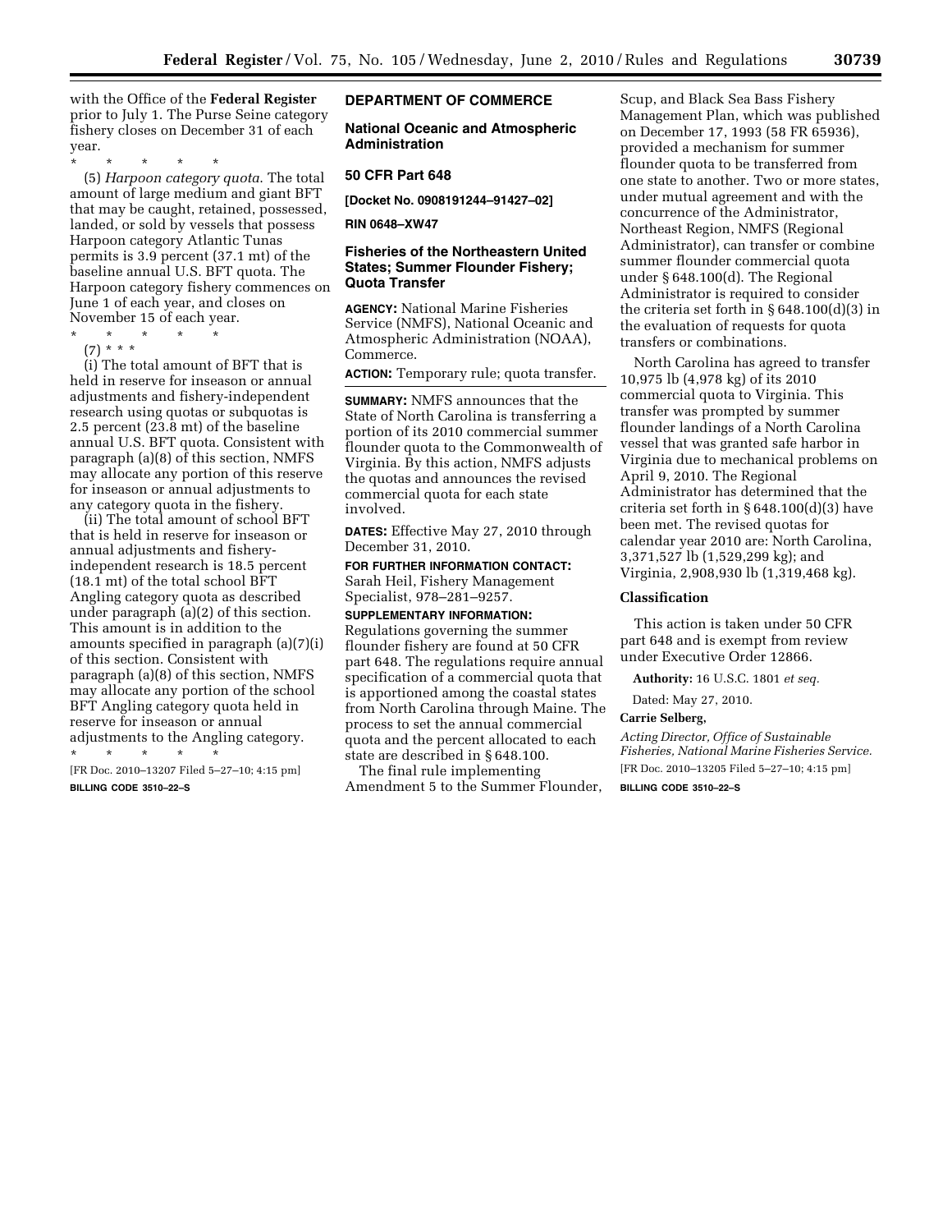with the Office of the **Federal Register** prior to July 1. The Purse Seine category fishery closes on December 31 of each year.

\* \* \* \* \*

(5) *Harpoon category quota.* The total amount of large medium and giant BFT that may be caught, retained, possessed, landed, or sold by vessels that possess Harpoon category Atlantic Tunas permits is 3.9 percent (37.1 mt) of the baseline annual U.S. BFT quota. The Harpoon category fishery commences on June 1 of each year, and closes on November 15 of each year.

\* \* \* \* \*

(7) \* \* \*

(i) The total amount of BFT that is held in reserve for inseason or annual adjustments and fishery-independent research using quotas or subquotas is 2.5 percent (23.8 mt) of the baseline annual U.S. BFT quota. Consistent with paragraph (a)(8) of this section, NMFS may allocate any portion of this reserve for inseason or annual adjustments to any category quota in the fishery.

(ii) The total amount of school BFT that is held in reserve for inseason or annual adjustments and fishery-independent research is 18.5 percent (18.1 mt) of the total school BFT Angling category quota as described under paragraph (a)(2) of this section. This amount is in addition to the amounts specified in paragraph (a)(7)(i) of this section. Consistent with paragraph (a)(8) of this section, NMFS may allocate any portion of the school BFT Angling category quota held in reserve for inseason or annual adjustments to the Angling category.

\* \* \* \* \*

[FR Doc. 2010–13207 Filed 5–27–10; 4:15 pm]

**BILLING CODE 3510–22–S**

## DEPARTMENT OF COMMERCE

### National Oceanic and Atmospheric Administration

### 50 CFR Part 648

**[Docket No. 0908191244–91427–02]**

**RIN 0648–XW47**

### Fisheries of the Northeastern United States; Summer Flounder Fishery; Quota Transfer

**AGENCY:** National Marine Fisheries Service (NMFS), National Oceanic and Atmospheric Administration (NOAA), Commerce.

**ACTION:** Temporary rule; quota transfer.

**SUMMARY:** NMFS announces that the State of North Carolina is transferring a portion of its 2010 commercial summer flounder quota to the Commonwealth of Virginia. By this action, NMFS adjusts the quotas and announces the revised commercial quota for each state involved.

**DATES:** Effective May 27, 2010 through December 31, 2010.

**FOR FURTHER INFORMATION CONTACT:** Sarah Heil, Fishery Management Specialist, 978–281–9257.

**SUPPLEMENTARY INFORMATION:** Regulations governing the summer flounder fishery are found at 50 CFR part 648. The regulations require annual specification of a commercial quota that is apportioned among the coastal states from North Carolina through Maine. The process to set the annual commercial quota and the percent allocated to each state are described in § 648.100.

The final rule implementing Amendment 5 to the Summer Flounder, Scup, and Black Sea Bass Fishery Management Plan, which was published on December 17, 1993 (58 FR 65936), provided a mechanism for summer flounder quota to be transferred from one state to another. Two or more states, under mutual agreement and with the concurrence of the Administrator, Northeast Region, NMFS (Regional Administrator), can transfer or combine summer flounder commercial quota under § 648.100(d). The Regional Administrator is required to consider the criteria set forth in § 648.100(d)(3) in the evaluation of requests for quota transfers or combinations.

North Carolina has agreed to transfer 10,975 lb (4,978 kg) of its 2010 commercial quota to Virginia. This transfer was prompted by summer flounder landings of a North Carolina vessel that was granted safe harbor in Virginia due to mechanical problems on April 9, 2010. The Regional Administrator has determined that the criteria set forth in § 648.100(d)(3) have been met. The revised quotas for calendar year 2010 are: North Carolina, 3,371,527 lb (1,529,299 kg); and Virginia, 2,908,930 lb (1,319,468 kg).

### Classification

This action is taken under 50 CFR part 648 and is exempt from review under Executive Order 12866.

**Authority:** 16 U.S.C. 1801 *et seq.*

Dated: May 27, 2010.

**Carrie Selberg,**

*Acting Director, Office of Sustainable Fisheries, National Marine Fisheries Service.*

[FR Doc. 2010–13205 Filed 5–27–10; 4:15 pm]

**BILLING CODE 3510–22–S**